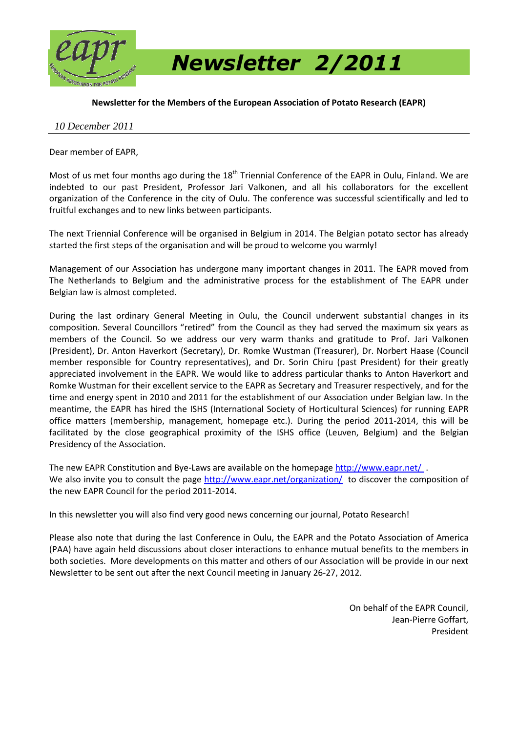# Newsletter 2/2011

**Newsletter for the Members of the European Association of Potato Research (EAPR)**

*10 December 2011*

Dear member of EAPR,

Most of us met four months ago during the 18th Triennial Conference of the EAPR in Oulu, Finland. We are indebted to our past President, Professor Jari Valkonen, and all his collaborators for the excellent organization of the Conference in the city of Oulu. The conference was successful scientifically and led to fruitful exchanges and to new links between participants.

The next Triennial Conference will be organised in Belgium in 2014. The Belgian potato sector has already started the first steps of the organisation and will be proud to welcome you warmly!

Management of our Association has undergone many important changes in 2011. The EAPR moved from The Netherlands to Belgium and the administrative process for the establishment of The EAPR under Belgian law is almost completed.

During the last ordinary General Meeting in Oulu, the Council underwent substantial changes in its composition. Several Councillors "retired" from the Council as they had served the maximum six years as members of the Council. So we address our very warm thanks and gratitude to Prof. Jari Valkonen (President), Dr. Anton Haverkort (Secretary), Dr. Romke Wustman (Treasurer), Dr. Norbert Haase (Council member responsible for Country representatives), and Dr. Sorin Chiru (past President) for their greatly appreciated involvement in the EAPR. We would like to address particular thanks to Anton Haverkort and Romke Wustman for their excellent service to the EAPR as Secretary and Treasurer respectively, and for the time and energy spent in 2010 and 2011 for the establishment of our Association under Belgian law. In the meantime, the EAPR has hired the ISHS (International Society of Horticultural Sciences) for running EAPR office matters (membership, management, homepage etc.). During the period 2011-2014, this will be facilitated by the close geographical proximity of the ISHS office (Leuven, Belgium) and the Belgian Presidency of the Association.

The new EAPR Constitution and Bye-Laws are available on the homepage http://www.eapr.net/ .
We also invite you to consult the page http://www.eapr.net/organization/ to discover the composition of the new EAPR Council for the period 2011-2014.

In this newsletter you will also find very good news concerning our journal, Potato Research!

Please also note that during the last Conference in Oulu, the EAPR and the Potato Association of America (PAA) have again held discussions about closer interactions to enhance mutual benefits to the members in both societies. More developments on this matter and others of our Association will be provide in our next Newsletter to be sent out after the next Council meeting in January 26-27, 2012.

On behalf of the EAPR Council,
Jean-Pierre Goffart,
President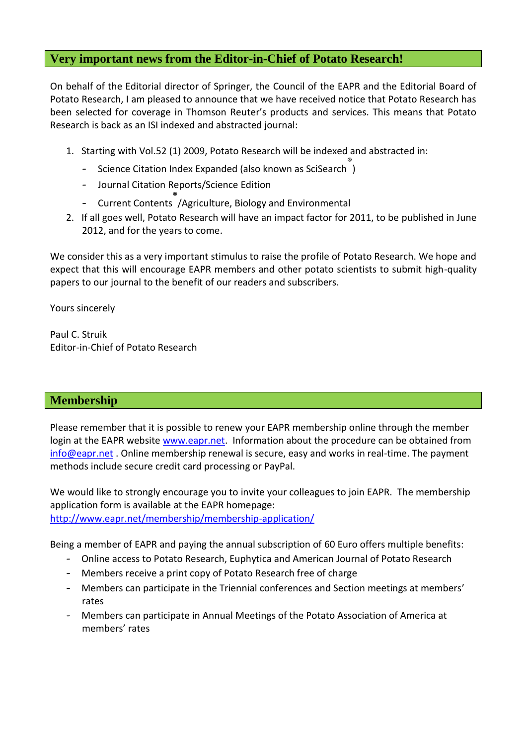## Very important news from the Editor-in-Chief of Potato Research!

On behalf of the Editorial director of Springer, the Council of the EAPR and the Editorial Board of Potato Research, I am pleased to announce that we have received notice that Potato Research has been selected for coverage in Thomson Reuter's products and services. This means that Potato Research is back as an ISI indexed and abstracted journal:

1. Starting with Vol.52 (1) 2009, Potato Research will be indexed and abstracted in:
   - Science Citation Index Expanded (also known as SciSearch®)
   - Journal Citation Reports/Science Edition
   - Current Contents® /Agriculture, Biology and Environmental
2. If all goes well, Potato Research will have an impact factor for 2011, to be published in June 2012, and for the years to come.

We consider this as a very important stimulus to raise the profile of Potato Research. We hope and expect that this will encourage EAPR members and other potato scientists to submit high-quality papers to our journal to the benefit of our readers and subscribers.

Yours sincerely

Paul C. Struik
Editor-in-Chief of Potato Research

## Membership

Please remember that it is possible to renew your EAPR membership online through the member login at the EAPR website www.eapr.net. Information about the procedure can be obtained from info@eapr.net . Online membership renewal is secure, easy and works in real-time. The payment methods include secure credit card processing or PayPal.

We would like to strongly encourage you to invite your colleagues to join EAPR. The membership application form is available at the EAPR homepage:
http://www.eapr.net/membership/membership-application/

Being a member of EAPR and paying the annual subscription of 60 Euro offers multiple benefits:

- Online access to Potato Research, Euphytica and American Journal of Potato Research
- Members receive a print copy of Potato Research free of charge
- Members can participate in the Triennial conferences and Section meetings at members' rates
- Members can participate in Annual Meetings of the Potato Association of America at members' rates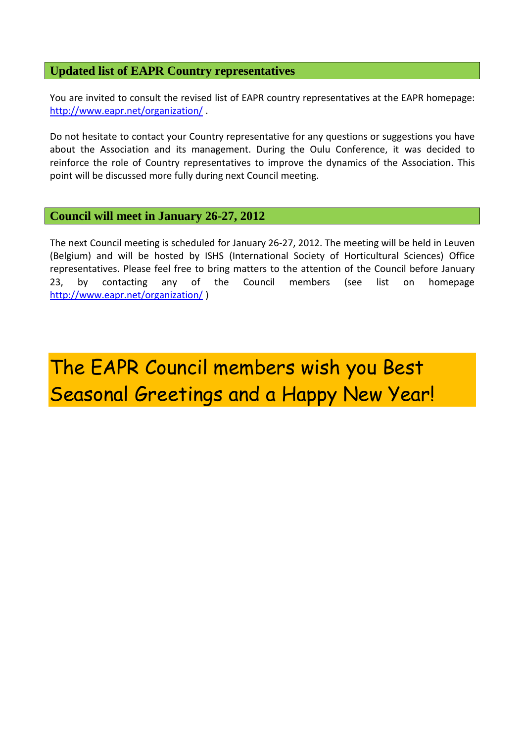## Updated list of EAPR Country representatives

You are invited to consult the revised list of EAPR country representatives at the EAPR homepage: http://www.eapr.net/organization/ .

Do not hesitate to contact your Country representative for any questions or suggestions you have about the Association and its management. During the Oulu Conference, it was decided to reinforce the role of Country representatives to improve the dynamics of the Association. This point will be discussed more fully during next Council meeting.

## Council will meet in January 26-27, 2012

The next Council meeting is scheduled for January 26-27, 2012. The meeting will be held in Leuven (Belgium) and will be hosted by ISHS (International Society of Horticultural Sciences) Office representatives. Please feel free to bring matters to the attention of the Council before January 23, by contacting any of the Council members (see list on homepage http://www.eapr.net/organization/ )

# The EAPR Council members wish you Best Seasonal Greetings and a Happy New Year!